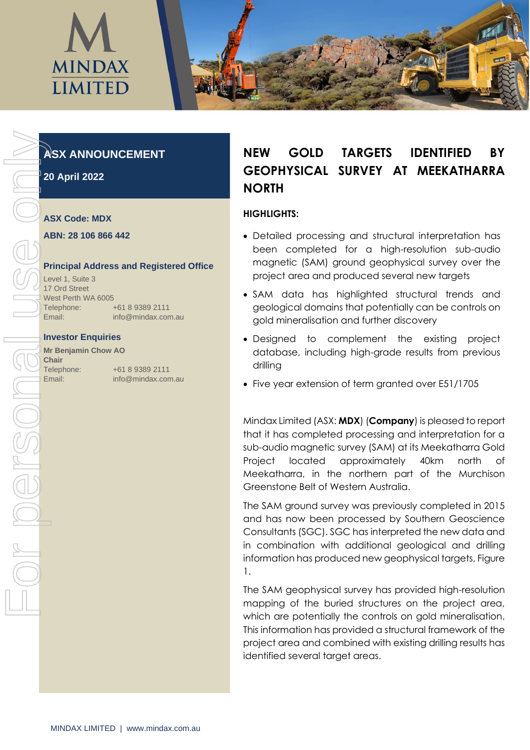MINDAX LIMITED

## ASX ANNOUNCEMENT

**20 April 2022**

**ASX Code: MDX**

**ABN: 28 106 866 442**

**Principal Address and Registered Office**

Level 1, Suite 3
17 Ord Street
West Perth WA 6005
Telephone: +61 8 9389 2111
Email: info@mindax.com.au

**Investor Enquiries**

**Mr Benjamin Chow AO**
**Chair**
Telephone: +61 8 9389 2111
Email: info@mindax.com.au

# NEW GOLD TARGETS IDENTIFIED BY GEOPHYSICAL SURVEY AT MEEKATHARRA NORTH

**HIGHLIGHTS:**

- Detailed processing and structural interpretation has been completed for a high-resolution sub-audio magnetic (SAM) ground geophysical survey over the project area and produced several new targets
- SAM data has highlighted structural trends and geological domains that potentially can be controls on gold mineralisation and further discovery
- Designed to complement the existing project database, including high-grade results from previous drilling
- Five year extension of term granted over E51/1705

Mindax Limited (ASX: **MDX**) (**Company**) is pleased to report that it has completed processing and interpretation for a sub-audio magnetic survey (SAM) at its Meekatharra Gold Project located approximately 40km north of Meekatharra, in the northern part of the Murchison Greenstone Belt of Western Australia.

The SAM ground survey was previously completed in 2015 and has now been processed by Southern Geoscience Consultants (SGC). SGC has interpreted the new data and in combination with additional geological and drilling information has produced new geophysical targets, Figure 1.

The SAM geophysical survey has provided high-resolution mapping of the buried structures on the project area, which are potentially the controls on gold mineralisation. This information has provided a structural framework of the project area and combined with existing drilling results has identified several target areas.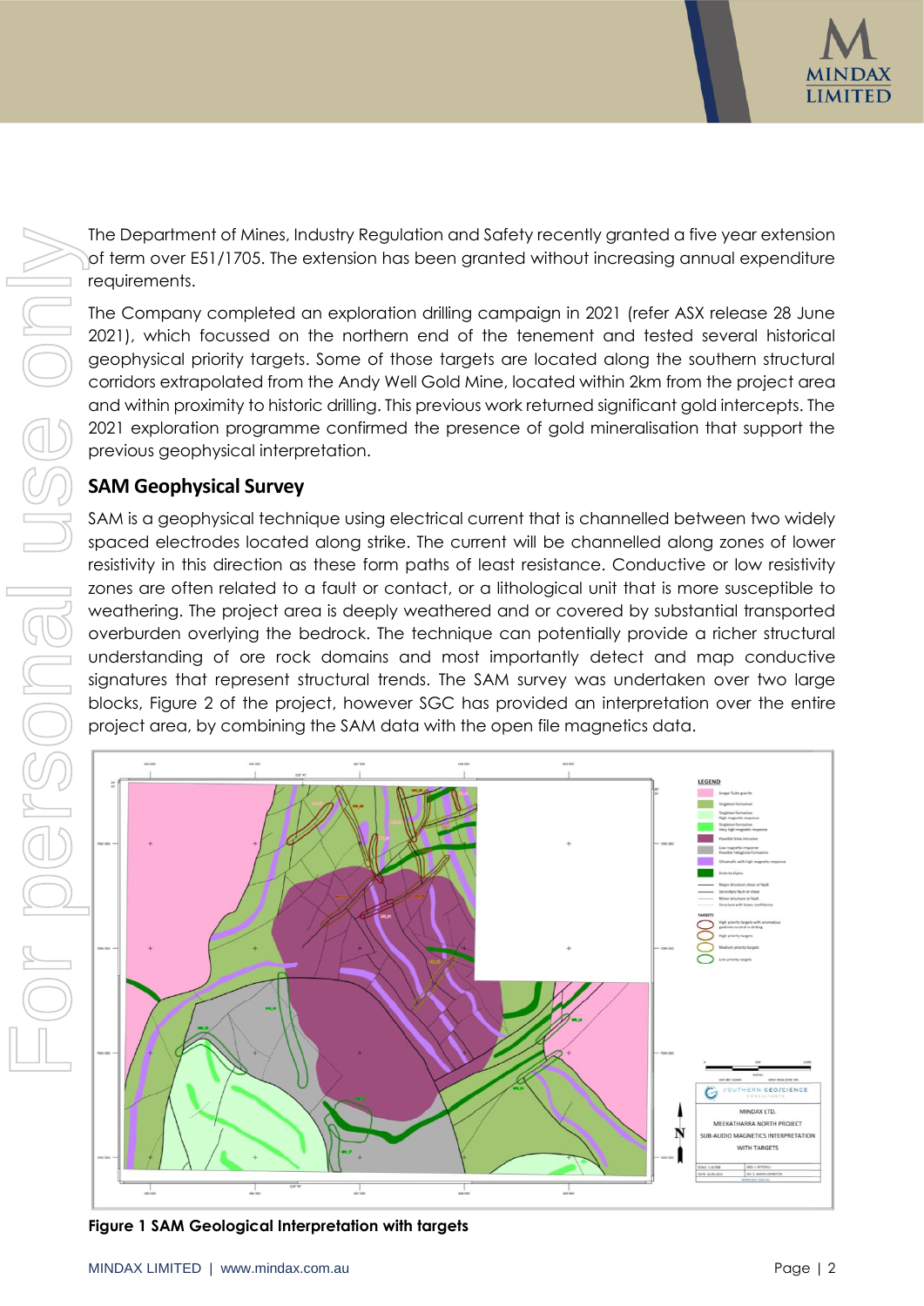The Department of Mines, Industry Regulation and Safety recently granted a five year extension of term over E51/1705. The extension has been granted without increasing annual expenditure requirements.

The Company completed an exploration drilling campaign in 2021 (refer ASX release 28 June 2021), which focussed on the northern end of the tenement and tested several historical geophysical priority targets. Some of those targets are located along the southern structural corridors extrapolated from the Andy Well Gold Mine, located within 2km from the project area and within proximity to historic drilling. This previous work returned significant gold intercepts. The 2021 exploration programme confirmed the presence of gold mineralisation that support the previous geophysical interpretation.

## SAM Geophysical Survey

SAM is a geophysical technique using electrical current that is channelled between two widely spaced electrodes located along strike. The current will be channelled along zones of lower resistivity in this direction as these form paths of least resistance. Conductive or low resistivity zones are often related to a fault or contact, or a lithological unit that is more susceptible to weathering. The project area is deeply weathered and or covered by substantial transported overburden overlying the bedrock. The technique can potentially provide a richer structural understanding of ore rock domains and most importantly detect and map conductive signatures that represent structural trends. The SAM survey was undertaken over two large blocks, Figure 2 of the project, however SGC has provided an interpretation over the entire project area, by combining the SAM data with the open file magnetics data.

**Figure 1 SAM Geological Interpretation with targets**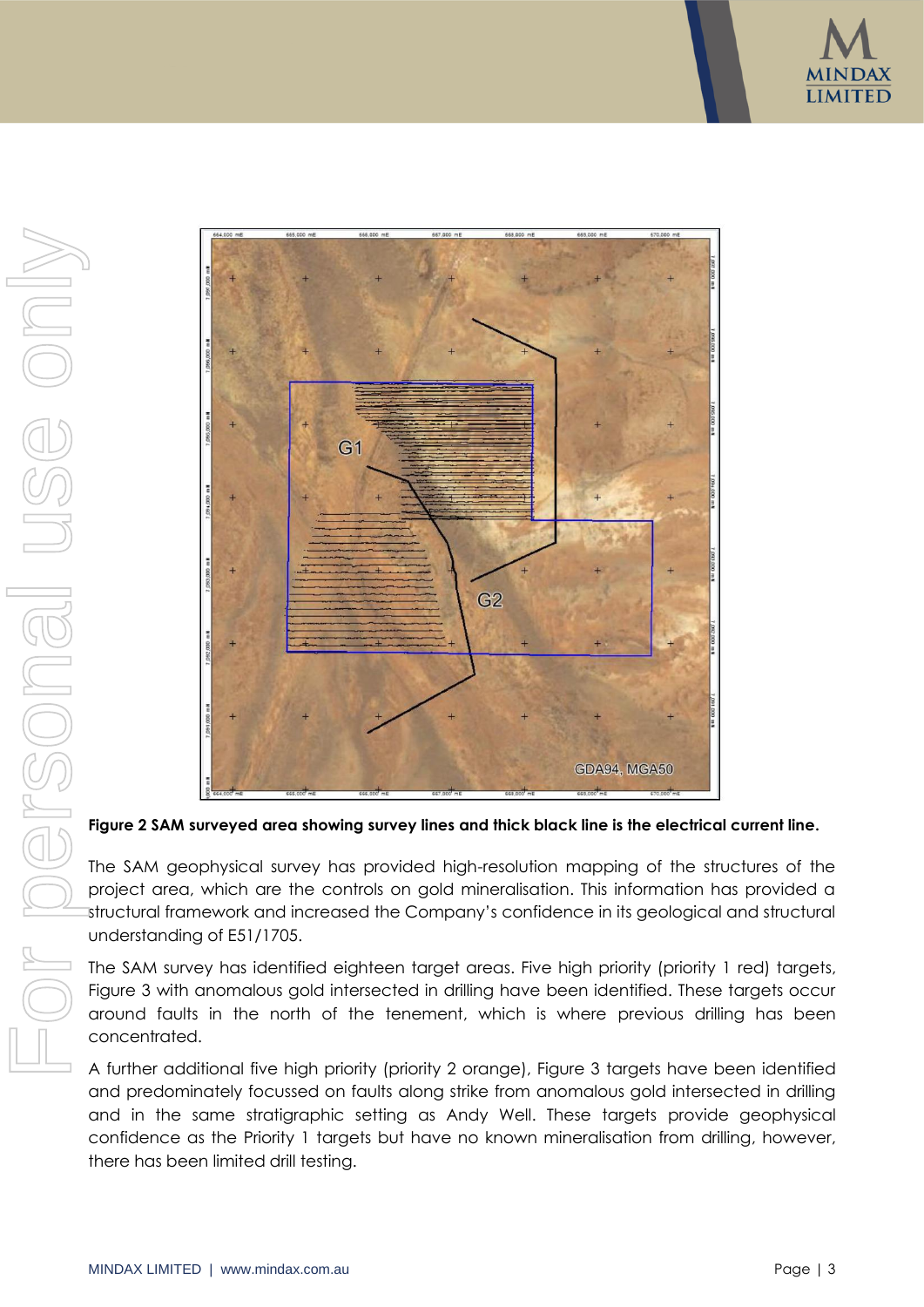**Figure 2 SAM surveyed area showing survey lines and thick black line is the electrical current line.**

The SAM geophysical survey has provided high-resolution mapping of the structures of the project area, which are the controls on gold mineralisation. This information has provided a structural framework and increased the Company's confidence in its geological and structural understanding of E51/1705.

The SAM survey has identified eighteen target areas. Five high priority (priority 1 red) targets, Figure 3 with anomalous gold intersected in drilling have been identified. These targets occur around faults in the north of the tenement, which is where previous drilling has been concentrated.

A further additional five high priority (priority 2 orange), Figure 3 targets have been identified and predominately focussed on faults along strike from anomalous gold intersected in drilling and in the same stratigraphic setting as Andy Well. These targets provide geophysical confidence as the Priority 1 targets but have no known mineralisation from drilling, however, there has been limited drill testing.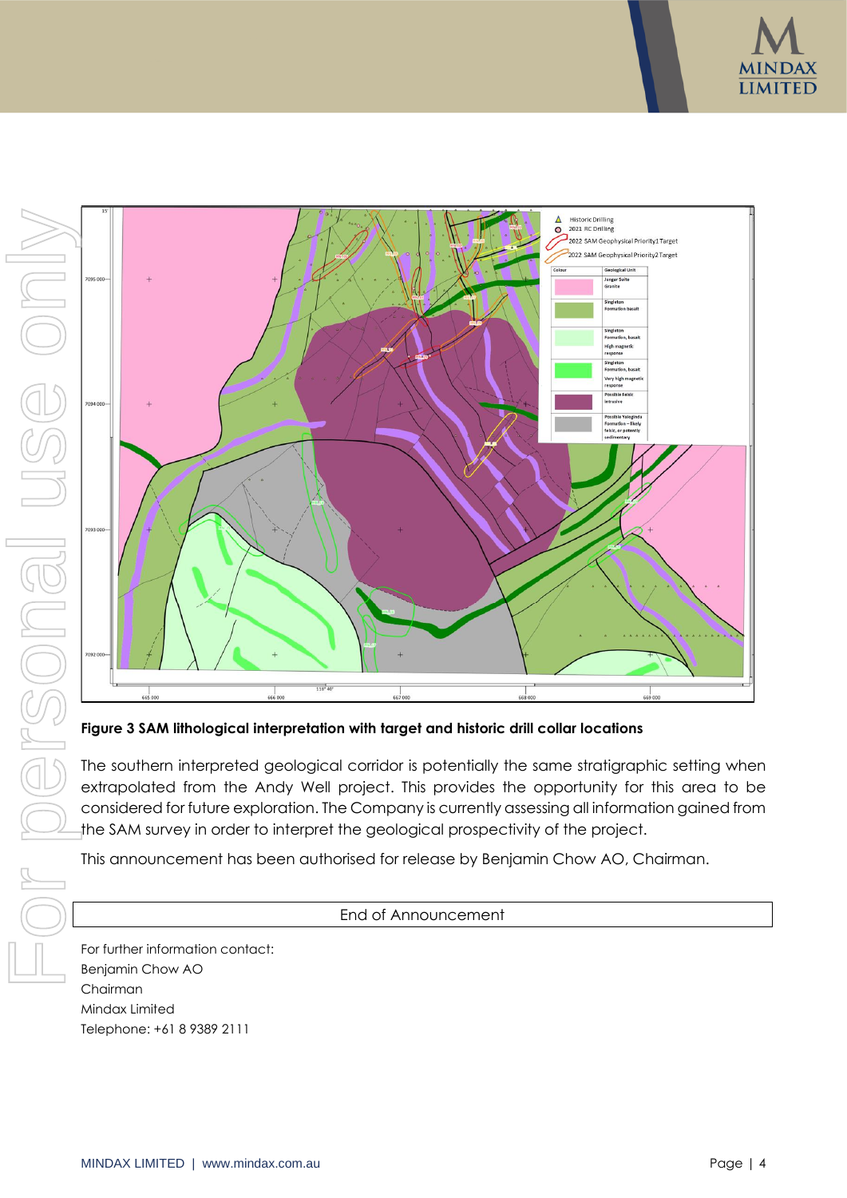**Figure 3 SAM lithological interpretation with target and historic drill collar locations**

The southern interpreted geological corridor is potentially the same stratigraphic setting when extrapolated from the Andy Well project. This provides the opportunity for this area to be considered for future exploration. The Company is currently assessing all information gained from the SAM survey in order to interpret the geological prospectivity of the project.

This announcement has been authorised for release by Benjamin Chow AO, Chairman.

End of Announcement

For further information contact:
Benjamin Chow AO
Chairman
Mindax Limited
Telephone: +61 8 9389 2111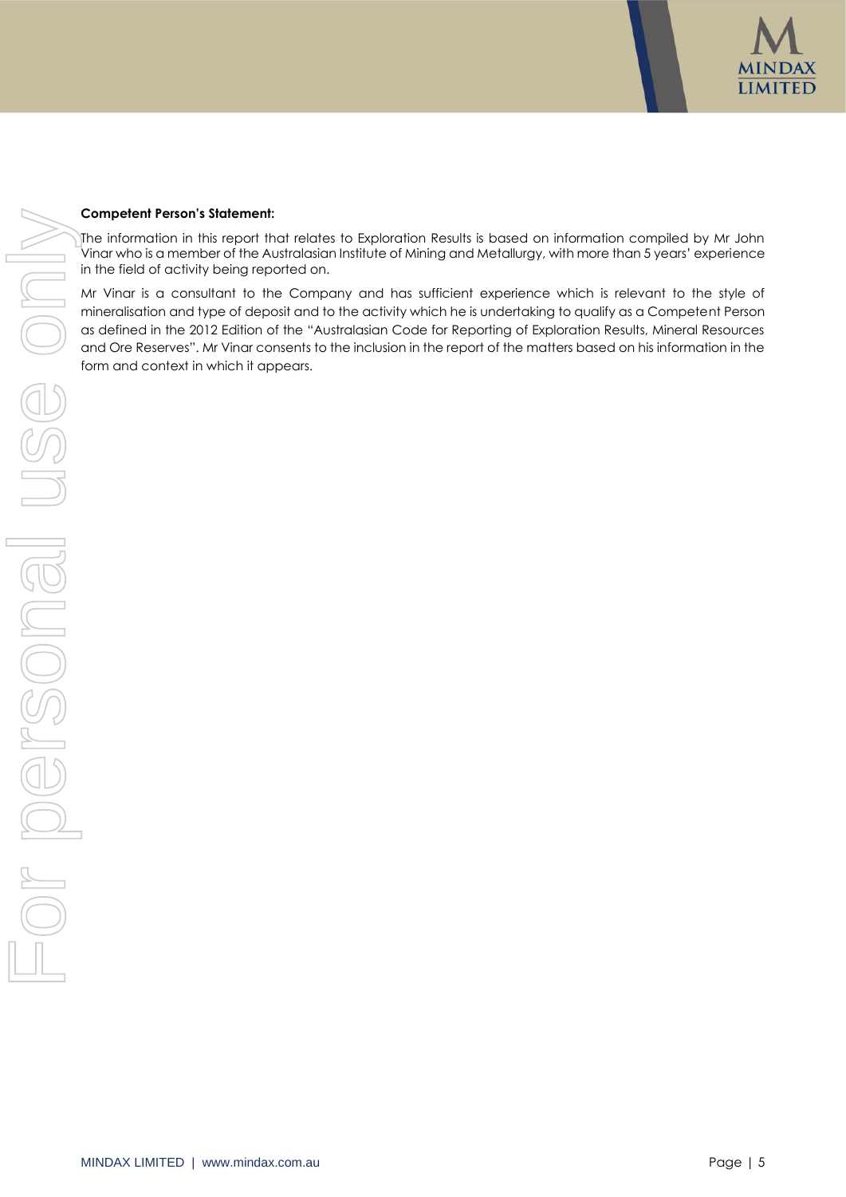**Competent Person's Statement:**

The information in this report that relates to Exploration Results is based on information compiled by Mr John Vinar who is a member of the Australasian Institute of Mining and Metallurgy, with more than 5 years' experience in the field of activity being reported on.

Mr Vinar is a consultant to the Company and has sufficient experience which is relevant to the style of mineralisation and type of deposit and to the activity which he is undertaking to qualify as a Competent Person as defined in the 2012 Edition of the "Australasian Code for Reporting of Exploration Results, Mineral Resources and Ore Reserves". Mr Vinar consents to the inclusion in the report of the matters based on his information in the form and context in which it appears.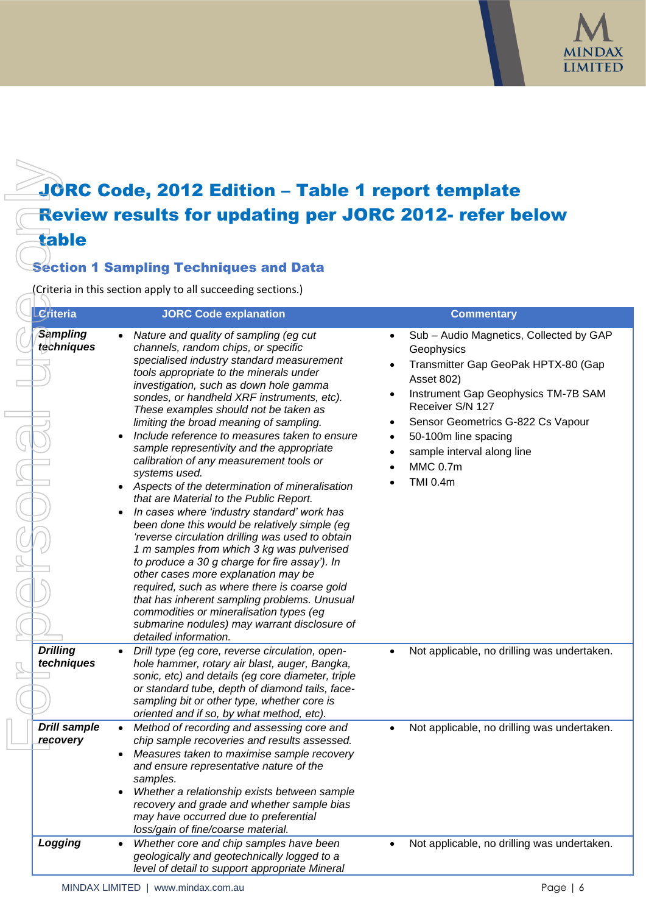# JORC Code, 2012 Edition – Table 1 report template

# Review results for updating per JORC 2012- refer below table

## Section 1 Sampling Techniques and Data

(Criteria in this section apply to all succeeding sections.)

| Criteria | JORC Code explanation | Commentary |
|---|---|---|
| ***Sampling techniques*** | • *Nature and quality of sampling (eg cut channels, random chips, or specific specialised industry standard measurement tools appropriate to the minerals under investigation, such as down hole gamma sondes, or handheld XRF instruments, etc). These examples should not be taken as limiting the broad meaning of sampling.*<br>• *Include reference to measures taken to ensure sample representivity and the appropriate calibration of any measurement tools or systems used.*<br>• *Aspects of the determination of mineralisation that are Material to the Public Report.*<br>• *In cases where 'industry standard' work has been done this would be relatively simple (eg 'reverse circulation drilling was used to obtain 1 m samples from which 3 kg was pulverised to produce a 30 g charge for fire assay'). In other cases more explanation may be required, such as where there is coarse gold that has inherent sampling problems. Unusual commodities or mineralisation types (eg submarine nodules) may warrant disclosure of detailed information.* | • Sub – Audio Magnetics, Collected by GAP Geophysics<br>• Transmitter Gap GeoPak HPTX-80 (Gap Asset 802)<br>• Instrument Gap Geophysics TM-7B SAM Receiver S/N 127<br>• Sensor Geometrics G-822 Cs Vapour<br>• 50-100m line spacing<br>• sample interval along line<br>• MMC 0.7m<br>• TMI 0.4m |
| ***Drilling techniques*** | • *Drill type (eg core, reverse circulation, open-hole hammer, rotary air blast, auger, Bangka, sonic, etc) and details (eg core diameter, triple or standard tube, depth of diamond tails, face-sampling bit or other type, whether core is oriented and if so, by what method, etc).* | • Not applicable, no drilling was undertaken. |
| ***Drill sample recovery*** | • *Method of recording and assessing core and chip sample recoveries and results assessed.*<br>• *Measures taken to maximise sample recovery and ensure representative nature of the samples.*<br>• *Whether a relationship exists between sample recovery and grade and whether sample bias may have occurred due to preferential loss/gain of fine/coarse material.* | • Not applicable, no drilling was undertaken. |
| ***Logging*** | • *Whether core and chip samples have been geologically and geotechnically logged to a level of detail to support appropriate Mineral* | • Not applicable, no drilling was undertaken. |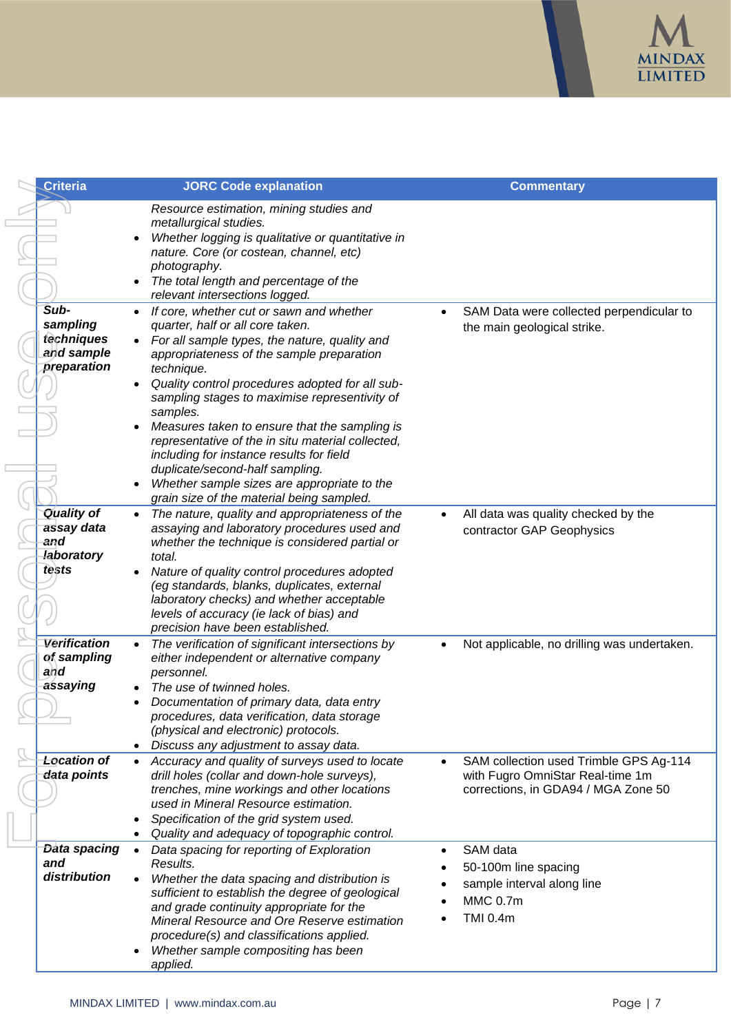| Criteria | JORC Code explanation | Commentary |
|---|---|---|
| | *Resource estimation, mining studies and metallurgical studies.*<br>• *Whether logging is qualitative or quantitative in nature. Core (or costean, channel, etc) photography.*<br>• *The total length and percentage of the relevant intersections logged.* | |
| ***Sub-sampling techniques and sample preparation*** | • *If core, whether cut or sawn and whether quarter, half or all core taken.*<br>• *For all sample types, the nature, quality and appropriateness of the sample preparation technique.*<br>• *Quality control procedures adopted for all sub-sampling stages to maximise representivity of samples.*<br>• *Measures taken to ensure that the sampling is representative of the in situ material collected, including for instance results for field duplicate/second-half sampling.*<br>• *Whether sample sizes are appropriate to the grain size of the material being sampled.* | • SAM Data were collected perpendicular to the main geological strike. |
| ***Quality of assay data and laboratory tests*** | • *The nature, quality and appropriateness of the assaying and laboratory procedures used and whether the technique is considered partial or total.*<br>• *Nature of quality control procedures adopted (eg standards, blanks, duplicates, external laboratory checks) and whether acceptable levels of accuracy (ie lack of bias) and precision have been established.* | • All data was quality checked by the contractor GAP Geophysics |
| ***Verification of sampling and assaying*** | • *The verification of significant intersections by either independent or alternative company personnel.*<br>• *The use of twinned holes.*<br>• *Documentation of primary data, data entry procedures, data verification, data storage (physical and electronic) protocols.*<br>• *Discuss any adjustment to assay data.* | • Not applicable, no drilling was undertaken. |
| ***Location of data points*** | • *Accuracy and quality of surveys used to locate drill holes (collar and down-hole surveys), trenches, mine workings and other locations used in Mineral Resource estimation.*<br>• *Specification of the grid system used.*<br>• *Quality and adequacy of topographic control.* | • SAM collection used Trimble GPS Ag-114 with Fugro OmniStar Real-time 1m corrections, in GDA94 / MGA Zone 50 |
| ***Data spacing and distribution*** | • *Data spacing for reporting of Exploration Results.*<br>• *Whether the data spacing and distribution is sufficient to establish the degree of geological and grade continuity appropriate for the Mineral Resource and Ore Reserve estimation procedure(s) and classifications applied.*<br>• *Whether sample compositing has been applied.* | • SAM data<br>• 50-100m line spacing<br>• sample interval along line<br>• MMC 0.7m<br>• TMI 0.4m |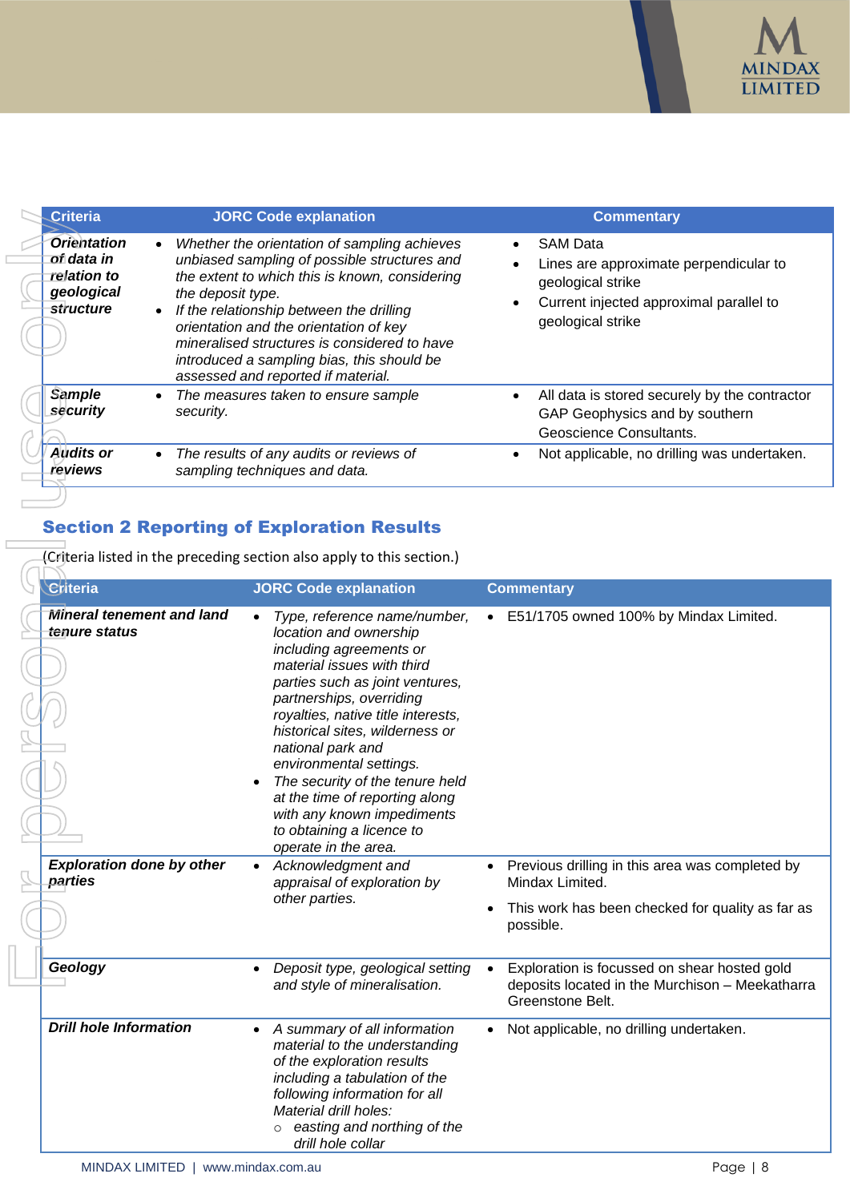| Criteria | JORC Code explanation | Commentary |
|---|---|---|
| ***Orientation of data in relation to geological structure*** | • *Whether the orientation of sampling achieves unbiased sampling of possible structures and the extent to which this is known, considering the deposit type.*<br>• *If the relationship between the drilling orientation and the orientation of key mineralised structures is considered to have introduced a sampling bias, this should be assessed and reported if material.* | • SAM Data<br>• Lines are approximate perpendicular to geological strike<br>• Current injected approximal parallel to geological strike |
| ***Sample security*** | • *The measures taken to ensure sample security.* | • All data is stored securely by the contractor GAP Geophysics and by southern Geoscience Consultants. |
| ***Audits or reviews*** | • *The results of any audits or reviews of sampling techniques and data.* | • Not applicable, no drilling was undertaken. |

## Section 2 Reporting of Exploration Results

(Criteria listed in the preceding section also apply to this section.)

| Criteria | JORC Code explanation | Commentary |
|---|---|---|
| ***Mineral tenement and land tenure status*** | • *Type, reference name/number, location and ownership including agreements or material issues with third parties such as joint ventures, partnerships, overriding royalties, native title interests, historical sites, wilderness or national park and environmental settings.*<br>• *The security of the tenure held at the time of reporting along with any known impediments to obtaining a licence to operate in the area.* | • E51/1705 owned 100% by Mindax Limited. |
| ***Exploration done by other parties*** | • *Acknowledgment and appraisal of exploration by other parties.* | • Previous drilling in this area was completed by Mindax Limited.<br>• This work has been checked for quality as far as possible. |
| ***Geology*** | • *Deposit type, geological setting and style of mineralisation.* | • Exploration is focussed on shear hosted gold deposits located in the Murchison – Meekatharra Greenstone Belt. |
| ***Drill hole Information*** | • *A summary of all information material to the understanding of the exploration results including a tabulation of the following information for all Material drill holes:*<br>  ○ *easting and northing of the drill hole collar* | • Not applicable, no drilling undertaken. |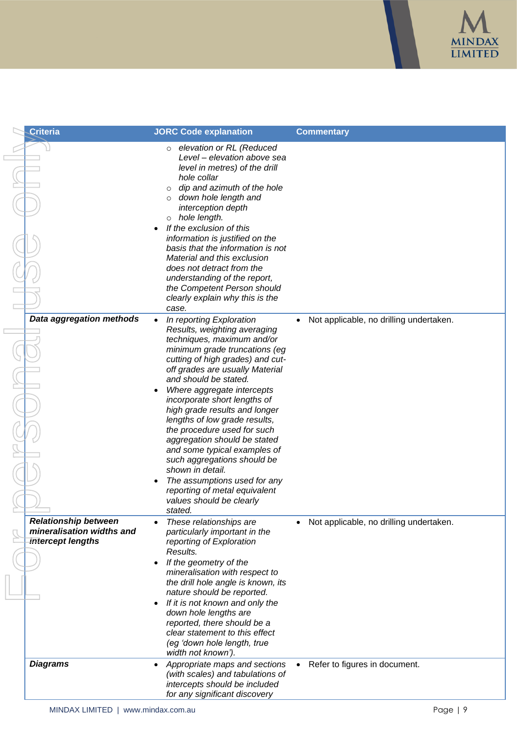| Criteria | JORC Code explanation | Commentary |
|---|---|---|
| | ○ *elevation or RL (Reduced Level – elevation above sea level in metres) of the drill hole collar*<br>○ *dip and azimuth of the hole*<br>○ *down hole length and interception depth*<br>○ *hole length.*<br>• *If the exclusion of this information is justified on the basis that the information is not Material and this exclusion does not detract from the understanding of the report, the Competent Person should clearly explain why this is the case.* | |
| ***Data aggregation methods*** | • *In reporting Exploration Results, weighting averaging techniques, maximum and/or minimum grade truncations (eg cutting of high grades) and cut-off grades are usually Material and should be stated.*<br>• *Where aggregate intercepts incorporate short lengths of high grade results and longer lengths of low grade results, the procedure used for such aggregation should be stated and some typical examples of such aggregations should be shown in detail.*<br>• *The assumptions used for any reporting of metal equivalent values should be clearly stated.* | • Not applicable, no drilling undertaken. |
| ***Relationship between mineralisation widths and intercept lengths*** | • *These relationships are particularly important in the reporting of Exploration Results.*<br>• *If the geometry of the mineralisation with respect to the drill hole angle is known, its nature should be reported.*<br>• *If it is not known and only the down hole lengths are reported, there should be a clear statement to this effect (eg 'down hole length, true width not known').* | • Not applicable, no drilling undertaken. |
| ***Diagrams*** | • *Appropriate maps and sections (with scales) and tabulations of intercepts should be included for any significant discovery* | • Refer to figures in document. |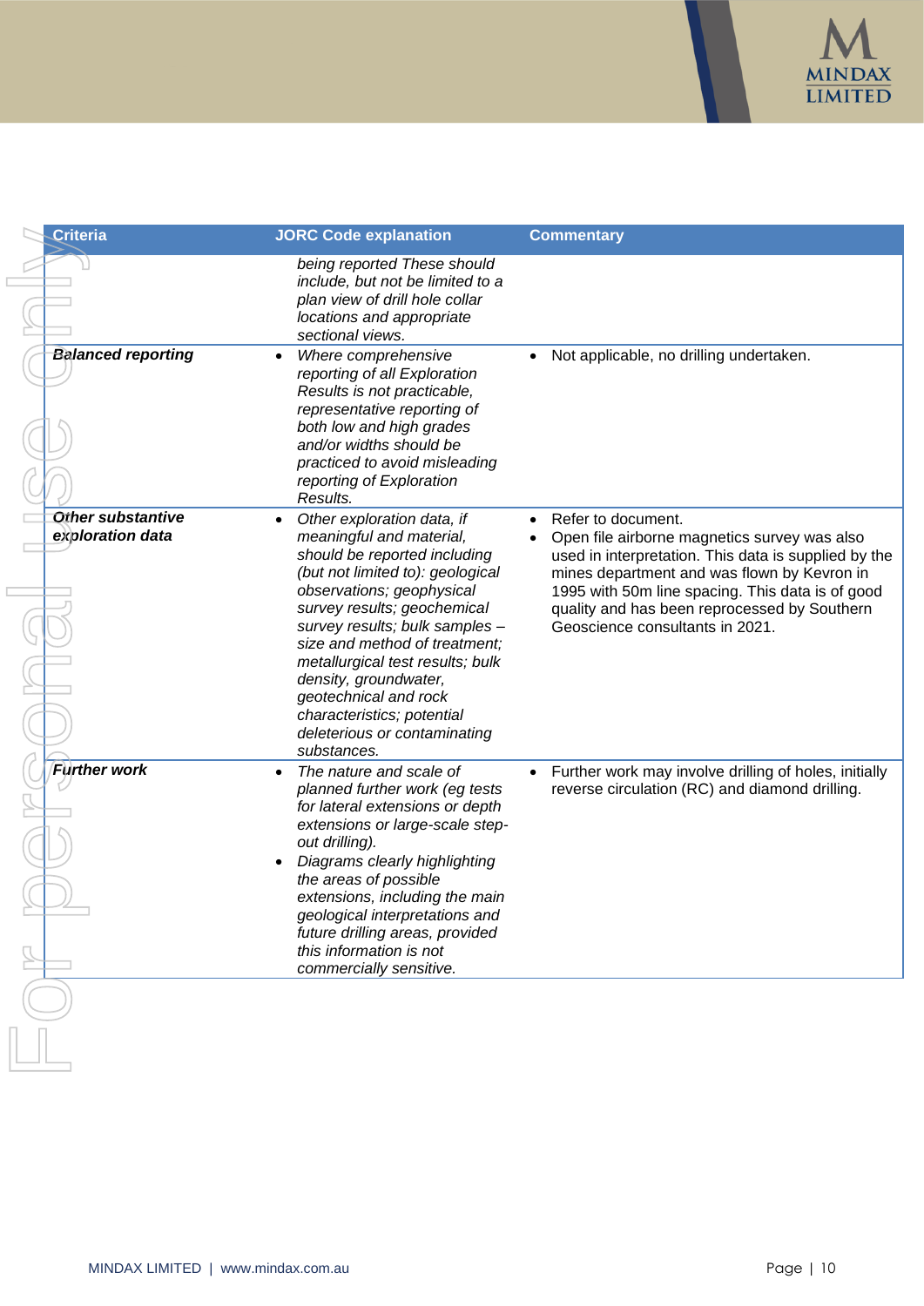| Criteria | JORC Code explanation | Commentary |
|---|---|---|
| | *being reported These should include, but not be limited to a plan view of drill hole collar locations and appropriate sectional views.* | |
| ***Balanced reporting*** | • *Where comprehensive reporting of all Exploration Results is not practicable, representative reporting of both low and high grades and/or widths should be practiced to avoid misleading reporting of Exploration Results.* | • Not applicable, no drilling undertaken. |
| ***Other substantive exploration data*** | • *Other exploration data, if meaningful and material, should be reported including (but not limited to): geological observations; geophysical survey results; geochemical survey results; bulk samples – size and method of treatment; metallurgical test results; bulk density, groundwater, geotechnical and rock characteristics; potential deleterious or contaminating substances.* | • Refer to document.<br>• Open file airborne magnetics survey was also used in interpretation. This data is supplied by the mines department and was flown by Kevron in 1995 with 50m line spacing. This data is of good quality and has been reprocessed by Southern Geoscience consultants in 2021. |
| ***Further work*** | • *The nature and scale of planned further work (eg tests for lateral extensions or depth extensions or large-scale step-out drilling).*<br>• *Diagrams clearly highlighting the areas of possible extensions, including the main geological interpretations and future drilling areas, provided this information is not commercially sensitive.* | • Further work may involve drilling of holes, initially reverse circulation (RC) and diamond drilling. |